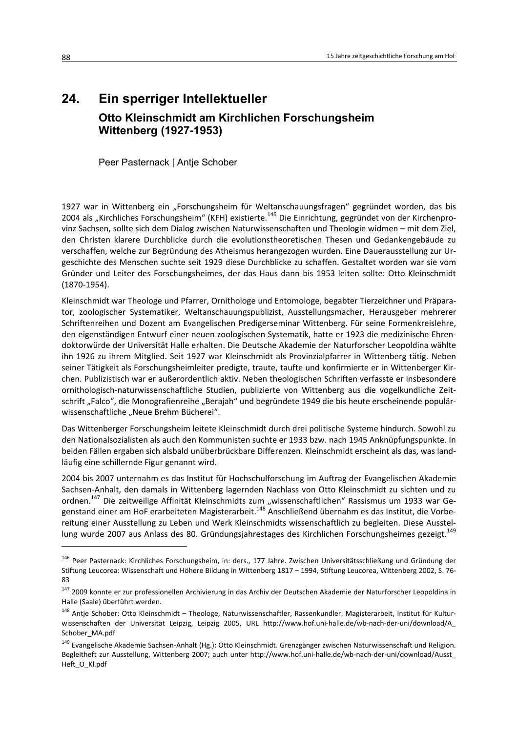# 24. Ein sperriger Intellektueller

## Otto Kleinschmidt am Kirchlichen Forschungsheim Wittenberg (1927-1953)

Peer Pasternack | Antje Schober

1927 war in Wittenberg ein „Forschungsheim für Weltanschauungsfragen" gegründet worden, das bis 2004 als „Kirchliches Forschungsheim" (KFH) existierte.[146] Die Einrichtung, gegründet von der Kirchenprovinz Sachsen, sollte sich dem Dialog zwischen Naturwissenschaften und Theologie widmen – mit dem Ziel, den Christen klarere Durchblicke durch die evolutionstheoretischen Thesen und Gedankengebäude zu verschaffen, welche zur Begründung des Atheismus herangezogen wurden. Eine Dauerausstellung zur Urgeschichte des Menschen suchte seit 1929 diese Durchblicke zu schaffen. Gestaltet worden war sie vom Gründer und Leiter des Forschungsheimes, der das Haus dann bis 1953 leiten sollte: Otto Kleinschmidt (1870-1954).

Kleinschmidt war Theologe und Pfarrer, Ornithologe und Entomologe, begabter Tierzeichner und Präparator, zoologischer Systematiker, Weltanschauungspublizist, Ausstellungsmacher, Herausgeber mehrerer Schriftenreihen und Dozent am Evangelischen Predigerseminar Wittenberg. Für seine Formenkreislehre, den eigenständigen Entwurf einer neuen zoologischen Systematik, hatte er 1923 die medizinische Ehrendoktorwürde der Universität Halle erhalten. Die Deutsche Akademie der Naturforscher Leopoldina wählte ihn 1926 zu ihrem Mitglied. Seit 1927 war Kleinschmidt als Provinzialpfarrer in Wittenberg tätig. Neben seiner Tätigkeit als Forschungsheimleiter predigte, traute, taufte und konfirmierte er in Wittenberger Kirchen. Publizistisch war er außerordentlich aktiv. Neben theologischen Schriften verfasste er insbesondere ornithologisch-naturwissenschaftliche Studien, publizierte von Wittenberg aus die vogelkundliche Zeitschrift „Falco", die Monografienreihe „Berajah" und begründete 1949 die bis heute erscheinende populärwissenschaftliche „Neue Brehm Bücherei".

Das Wittenberger Forschungsheim leitete Kleinschmidt durch drei politische Systeme hindurch. Sowohl zu den Nationalsozialisten als auch den Kommunisten suchte er 1933 bzw. nach 1945 Anknüpfungspunkte. In beiden Fällen ergaben sich alsbald unüberbrückbare Differenzen. Kleinschmidt erscheint als das, was landläufig eine schillernde Figur genannt wird.

2004 bis 2007 unternahm es das Institut für Hochschulforschung im Auftrag der Evangelischen Akademie Sachsen-Anhalt, den damals in Wittenberg lagernden Nachlass von Otto Kleinschmidt zu sichten und zu ordnen.[147] Die zeitweilige Affinität Kleinschmidts zum „wissenschaftlichen" Rassismus um 1933 war Gegenstand einer am HoF erarbeiteten Magisterarbeit.[148] Anschließend übernahm es das Institut, die Vorbereitung einer Ausstellung zu Leben und Werk Kleinschmidts wissenschaftlich zu begleiten. Diese Ausstellung wurde 2007 aus Anlass des 80. Gründungsjahrestages des Kirchlichen Forschungsheimes gezeigt.[149]

---

[146] Peer Pasternack: Kirchliches Forschungsheim, in: ders., 177 Jahre. Zwischen Universitätsschließung und Gründung der Stiftung Leucorea: Wissenschaft und Höhere Bildung in Wittenberg 1817 – 1994, Stiftung Leucorea, Wittenberg 2002, S. 76-83

[147] 2009 konnte er zur professionellen Archivierung in das Archiv der Deutschen Akademie der Naturforscher Leopoldina in Halle (Saale) überführt werden.

[148] Antje Schober: Otto Kleinschmidt – Theologe, Naturwissenschaftler, Rassenkundler. Magisterarbeit, Institut für Kulturwissenschaften der Universität Leipzig, Leipzig 2005, URL http://www.hof.uni-halle.de/wb-nach-der-uni/download/A_Schober_MA.pdf

[149] Evangelische Akademie Sachsen-Anhalt (Hg.): Otto Kleinschmidt. Grenzgänger zwischen Naturwissenschaft und Religion. Begleitheft zur Ausstellung, Wittenberg 2007; auch unter http://www.hof.uni-halle.de/wb-nach-der-uni/download/Ausst_Heft_O_Kl.pdf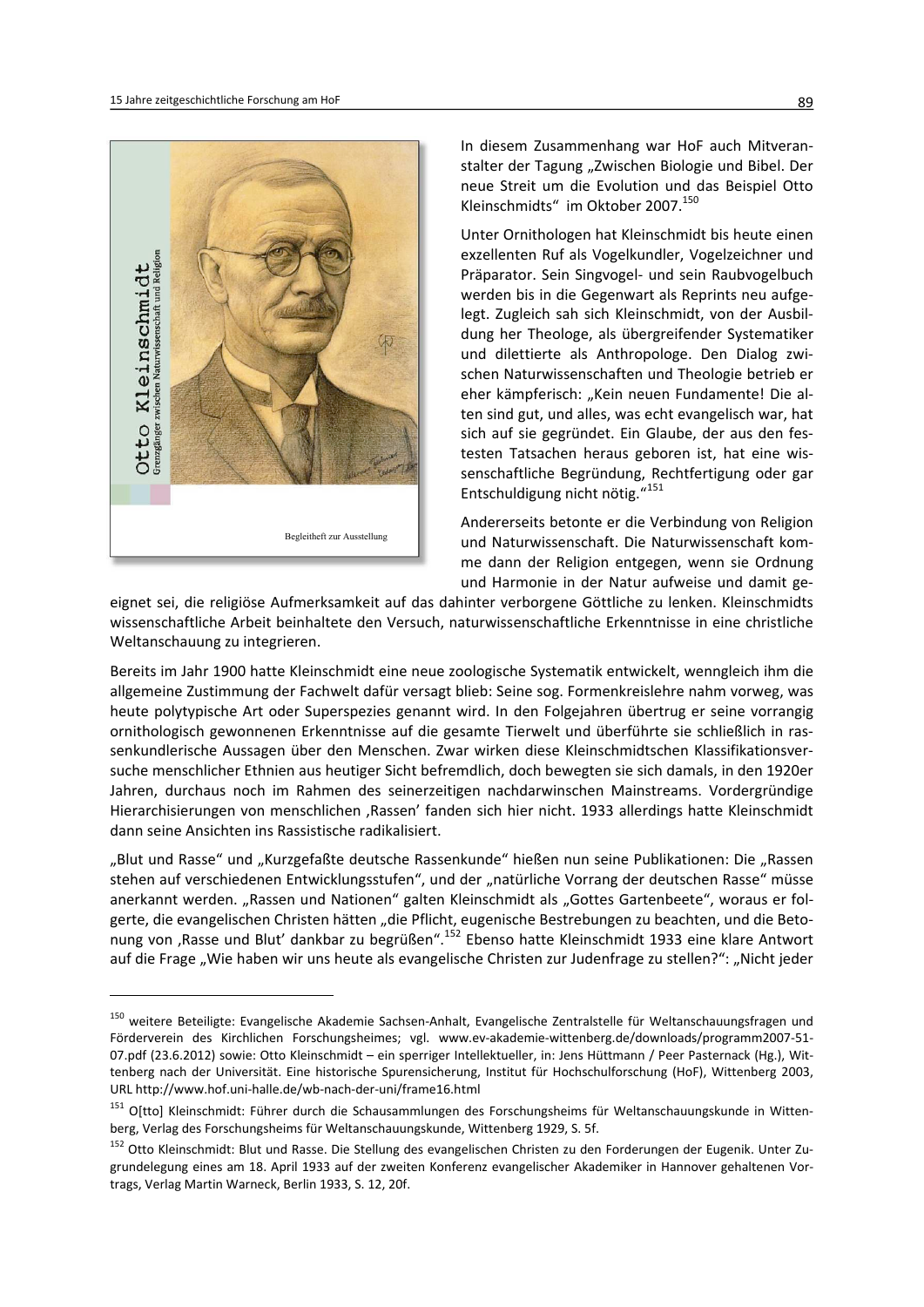In diesem Zusammenhang war HoF auch Mitveranstalter der Tagung „Zwischen Biologie und Bibel. Der neue Streit um die Evolution und das Beispiel Otto Kleinschmidts" im Oktober 2007.[150]

Unter Ornithologen hat Kleinschmidt bis heute einen exzellenten Ruf als Vogelkundler, Vogelzeichner und Präparator. Sein Singvogel- und sein Raubvogelbuch werden bis in die Gegenwart als Reprints neu aufgelegt. Zugleich sah sich Kleinschmidt, von der Ausbildung her Theologe, als übergreifender Systematiker und dilettierte als Anthropologe. Den Dialog zwischen Naturwissenschaften und Theologie betrieb er eher kämpferisch: „Kein neuen Fundamente! Die alten sind gut, und alles, was echt evangelisch war, hat sich auf sie gegründet. Ein Glaube, der aus den festesten Tatsachen heraus geboren ist, hat eine wissenschaftliche Begründung, Rechtfertigung oder gar Entschuldigung nicht nötig."[151]

Andererseits betonte er die Verbindung von Religion und Naturwissenschaft. Die Naturwissenschaft komme dann der Religion entgegen, wenn sie Ordnung und Harmonie in der Natur aufweise und damit geeignet sei, die religiöse Aufmerksamkeit auf das dahinter verborgene Göttliche zu lenken. Kleinschmidts wissenschaftliche Arbeit beinhaltete den Versuch, naturwissenschaftliche Erkenntnisse in eine christliche Weltanschauung zu integrieren.

Bereits im Jahr 1900 hatte Kleinschmidt eine neue zoologische Systematik entwickelt, wenngleich ihm die allgemeine Zustimmung der Fachwelt dafür versagt blieb: Seine sog. Formenkreislehre nahm vorweg, was heute polytypische Art oder Superspezies genannt wird. In den Folgejahren übertrug er seine vorrangig ornithologisch gewonnenen Erkenntnisse auf die gesamte Tierwelt und überführte sie schließlich in rassenkundlerische Aussagen über den Menschen. Zwar wirken diese Kleinschmidtschen Klassifikationsversuche menschlicher Ethnien aus heutiger Sicht befremdlich, doch bewegten sie sich damals, in den 1920er Jahren, durchaus noch im Rahmen des seinerzeitigen nachdarwinschen Mainstreams. Vordergründige Hierarchisierungen von menschlichen ‚Rassen' fanden sich hier nicht. 1933 allerdings hatte Kleinschmidt dann seine Ansichten ins Rassistische radikalisiert.

„Blut und Rasse" und „Kurzgefaßte deutsche Rassenkunde" hießen nun seine Publikationen: Die „Rassen stehen auf verschiedenen Entwicklungsstufen", und der „natürliche Vorrang der deutschen Rasse" müsse anerkannt werden. „Rassen und Nationen" galten Kleinschmidt als „Gottes Gartenbeete", woraus er folgerte, die evangelischen Christen hätten „die Pflicht, eugenische Bestrebungen zu beachten, und die Betonung von ‚Rasse und Blut' dankbar zu begrüßen".[152] Ebenso hatte Kleinschmidt 1933 eine klare Antwort auf die Frage „Wie haben wir uns heute als evangelische Christen zur Judenfrage zu stellen?": „Nicht jeder

---

[150] weitere Beteiligte: Evangelische Akademie Sachsen-Anhalt, Evangelische Zentralstelle für Weltanschauungsfragen und Förderverein des Kirchlichen Forschungsheimes; vgl. www.ev-akademie-wittenberg.de/downloads/programm2007-51-07.pdf (23.6.2012) sowie: Otto Kleinschmidt – ein sperriger Intellektueller, in: Jens Hüttmann / Peer Pasternack (Hg.), Wittenberg nach der Universität. Eine historische Spurensicherung, Institut für Hochschulforschung (HoF), Wittenberg 2003, URL http://www.hof.uni-halle.de/wb-nach-der-uni/frame16.html

[151] O[tto] Kleinschmidt: Führer durch die Schausammlungen des Forschungsheims für Weltanschauungskunde in Wittenberg, Verlag des Forschungsheims für Weltanschauungskunde, Wittenberg 1929, S. 5f.

[152] Otto Kleinschmidt: Blut und Rasse. Die Stellung des evangelischen Christen zu den Forderungen der Eugenik. Unter Zugrundelegung eines am 18. April 1933 auf der zweiten Konferenz evangelischer Akademiker in Hannover gehaltenen Vortrags, Verlag Martin Warneck, Berlin 1933, S. 12, 20f.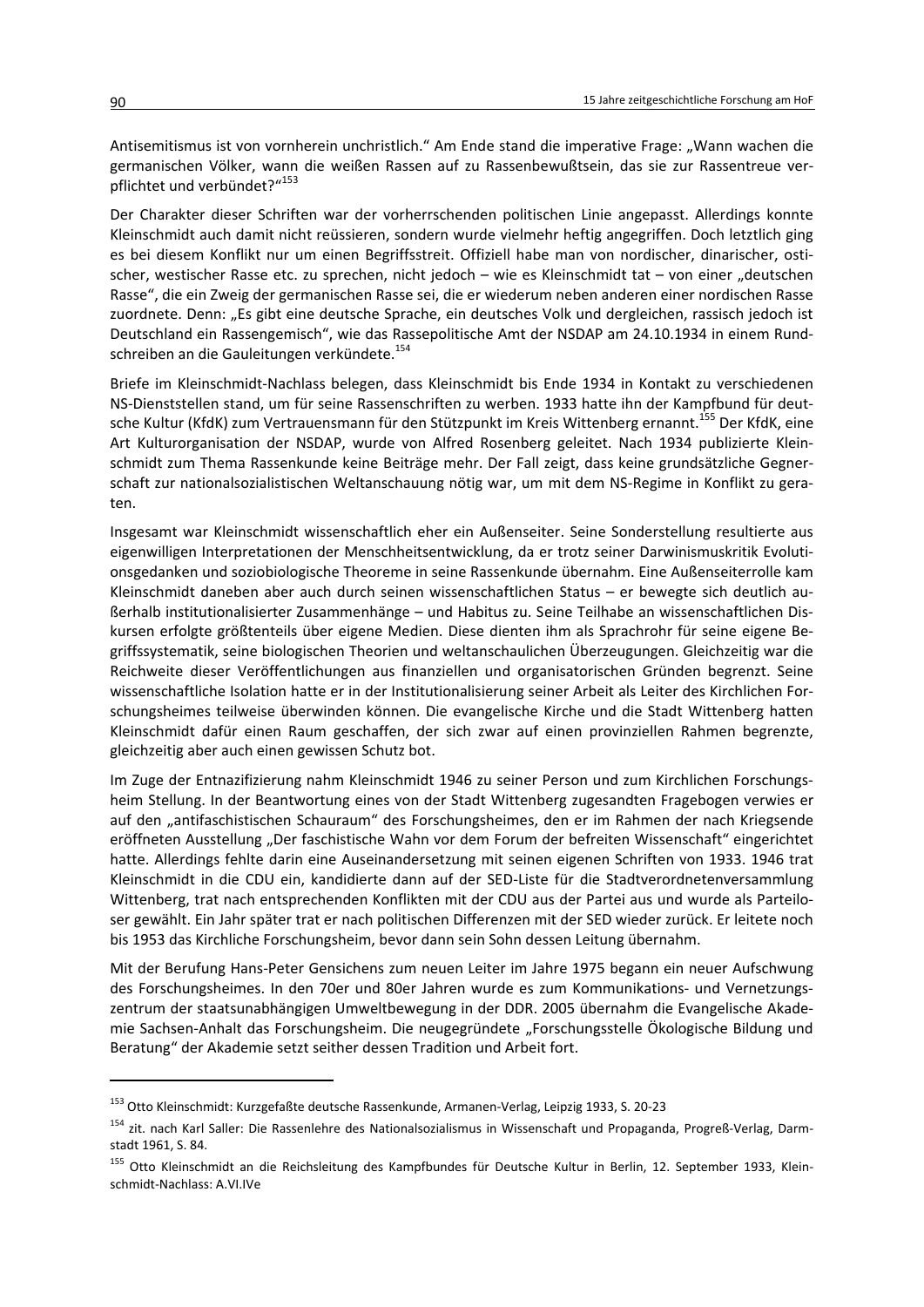Antisemitismus ist von vornherein unchristlich." Am Ende stand die imperative Frage: „Wann wachen die germanischen Völker, wann die weißen Rassen auf zu Rassenbewußtsein, das sie zur Rassentreue verpflichtet und verbündet?"[153]

Der Charakter dieser Schriften war der vorherrschenden politischen Linie angepasst. Allerdings konnte Kleinschmidt auch damit nicht reüssieren, sondern wurde vielmehr heftig angegriffen. Doch letztlich ging es bei diesem Konflikt nur um einen Begriffsstreit. Offiziell habe man von nordischer, dinarischer, ostischer, westischer Rasse etc. zu sprechen, nicht jedoch – wie es Kleinschmidt tat – von einer „deutschen Rasse", die ein Zweig der germanischen Rasse sei, die er wiederum neben anderen einer nordischen Rasse zuordnete. Denn: „Es gibt eine deutsche Sprache, ein deutsches Volk und dergleichen, rassisch jedoch ist Deutschland ein Rassengemisch", wie das Rassepolitische Amt der NSDAP am 24.10.1934 in einem Rundschreiben an die Gauleitungen verkündete.[154]

Briefe im Kleinschmidt-Nachlass belegen, dass Kleinschmidt bis Ende 1934 in Kontakt zu verschiedenen NS-Dienststellen stand, um für seine Rassenschriften zu werben. 1933 hatte ihn der Kampfbund für deutsche Kultur (KfdK) zum Vertrauensmann für den Stützpunkt im Kreis Wittenberg ernannt.[155] Der KfdK, eine Art Kulturorganisation der NSDAP, wurde von Alfred Rosenberg geleitet. Nach 1934 publizierte Kleinschmidt zum Thema Rassenkunde keine Beiträge mehr. Der Fall zeigt, dass keine grundsätzliche Gegnerschaft zur nationalsozialistischen Weltanschauung nötig war, um mit dem NS-Regime in Konflikt zu geraten.

Insgesamt war Kleinschmidt wissenschaftlich eher ein Außenseiter. Seine Sonderstellung resultierte aus eigenwilligen Interpretationen der Menschheitsentwicklung, da er trotz seiner Darwinismuskritik Evolutionsgedanken und soziobiologische Theoreme in seine Rassenkunde übernahm. Eine Außenseiterrolle kam Kleinschmidt daneben aber auch durch seinen wissenschaftlichen Status – er bewegte sich deutlich außerhalb institutionalisierter Zusammenhänge – und Habitus zu. Seine Teilhabe an wissenschaftlichen Diskursen erfolgte größtenteils über eigene Medien. Diese dienten ihm als Sprachrohr für seine eigene Begriffssystematik, seine biologischen Theorien und weltanschaulichen Überzeugungen. Gleichzeitig war die Reichweite dieser Veröffentlichungen aus finanziellen und organisatorischen Gründen begrenzt. Seine wissenschaftliche Isolation hatte er in der Institutionalisierung seiner Arbeit als Leiter des Kirchlichen Forschungsheimes teilweise überwinden können. Die evangelische Kirche und die Stadt Wittenberg hatten Kleinschmidt dafür einen Raum geschaffen, der sich zwar auf einen provinziellen Rahmen begrenzte, gleichzeitig aber auch einen gewissen Schutz bot.

Im Zuge der Entnazifizierung nahm Kleinschmidt 1946 zu seiner Person und zum Kirchlichen Forschungsheim Stellung. In der Beantwortung eines von der Stadt Wittenberg zugesandten Fragebogen verwies er auf den „antifaschistischen Schauraum" des Forschungsheimes, den er im Rahmen der nach Kriegsende eröffneten Ausstellung „Der faschistische Wahn vor dem Forum der befreiten Wissenschaft" eingerichtet hatte. Allerdings fehlte darin eine Auseinandersetzung mit seinen eigenen Schriften von 1933. 1946 trat Kleinschmidt in die CDU ein, kandidierte dann auf der SED-Liste für die Stadtverordnetenversammlung Wittenberg, trat nach entsprechenden Konflikten mit der CDU aus der Partei aus und wurde als Parteiloser gewählt. Ein Jahr später trat er nach politischen Differenzen mit der SED wieder zurück. Er leitete noch bis 1953 das Kirchliche Forschungsheim, bevor dann sein Sohn dessen Leitung übernahm.

Mit der Berufung Hans-Peter Gensichens zum neuen Leiter im Jahre 1975 begann ein neuer Aufschwung des Forschungsheimes. In den 70er und 80er Jahren wurde es zum Kommunikations- und Vernetzungszentrum der staatsunabhängigen Umweltbewegung in der DDR. 2005 übernahm die Evangelische Akademie Sachsen-Anhalt das Forschungsheim. Die neugegründete „Forschungsstelle Ökologische Bildung und Beratung" der Akademie setzt seither dessen Tradition und Arbeit fort.

---

[153] Otto Kleinschmidt: Kurzgefaßte deutsche Rassenkunde, Armanen-Verlag, Leipzig 1933, S. 20-23

[154] zit. nach Karl Saller: Die Rassenlehre des Nationalsozialismus in Wissenschaft und Propaganda, Progreß-Verlag, Darmstadt 1961, S. 84.

[155] Otto Kleinschmidt an die Reichsleitung des Kampfbundes für Deutsche Kultur in Berlin, 12. September 1933, Kleinschmidt-Nachlass: A.VI.IVe